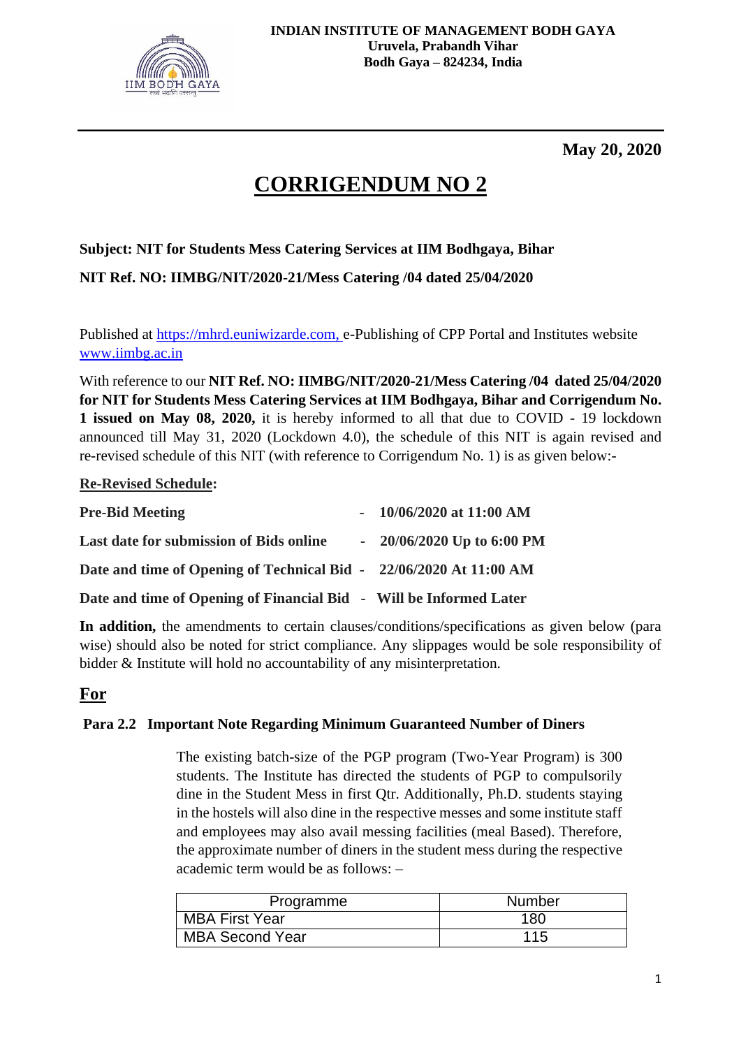**INDIAN INSTITUTE OF MANAGEMENT BODH GAYA**
**Uruvela, Prabandh Vihar**
**Bodh Gaya – 824234, India**

---

**May 20, 2020**

# CORRIGENDUM NO 2

**Subject: NIT for Students Mess Catering Services at IIM Bodhgaya, Bihar**

**NIT Ref. NO: IIMBG/NIT/2020-21/Mess Catering /04 dated 25/04/2020**

Published at https://mhrd.euniwizarde.com, e-Publishing of CPP Portal and Institutes website www.iimbg.ac.in

With reference to our **NIT Ref. NO: IIMBG/NIT/2020-21/Mess Catering /04 dated 25/04/2020 for NIT for Students Mess Catering Services at IIM Bodhgaya, Bihar and Corrigendum No. 1 issued on May 08, 2020,** it is hereby informed to all that due to COVID - 19 lockdown announced till May 31, 2020 (Lockdown 4.0), the schedule of this NIT is again revised and re-revised schedule of this NIT (with reference to Corrigendum No. 1) is as given below:-

**Re-Revised Schedule:**

**Pre-Bid Meeting** - **10/06/2020 at 11:00 AM**

**Last date for submission of Bids online** - **20/06/2020 Up to 6:00 PM**

**Date and time of Opening of Technical Bid** - **22/06/2020 At 11:00 AM**

**Date and time of Opening of Financial Bid** - **Will be Informed Later**

**In addition,** the amendments to certain clauses/conditions/specifications as given below (para wise) should also be noted for strict compliance. Any slippages would be sole responsibility of bidder & Institute will hold no accountability of any misinterpretation.

## For

**Para 2.2 Important Note Regarding Minimum Guaranteed Number of Diners**

The existing batch-size of the PGP program (Two-Year Program) is 300 students. The Institute has directed the students of PGP to compulsorily dine in the Student Mess in first Qtr. Additionally, Ph.D. students staying in the hostels will also dine in the respective messes and some institute staff and employees may also avail messing facilities (meal Based). Therefore, the approximate number of diners in the student mess during the respective academic term would be as follows: –

| Programme | Number |
|---|---|
| MBA First Year | 180 |
| MBA Second Year | 115 |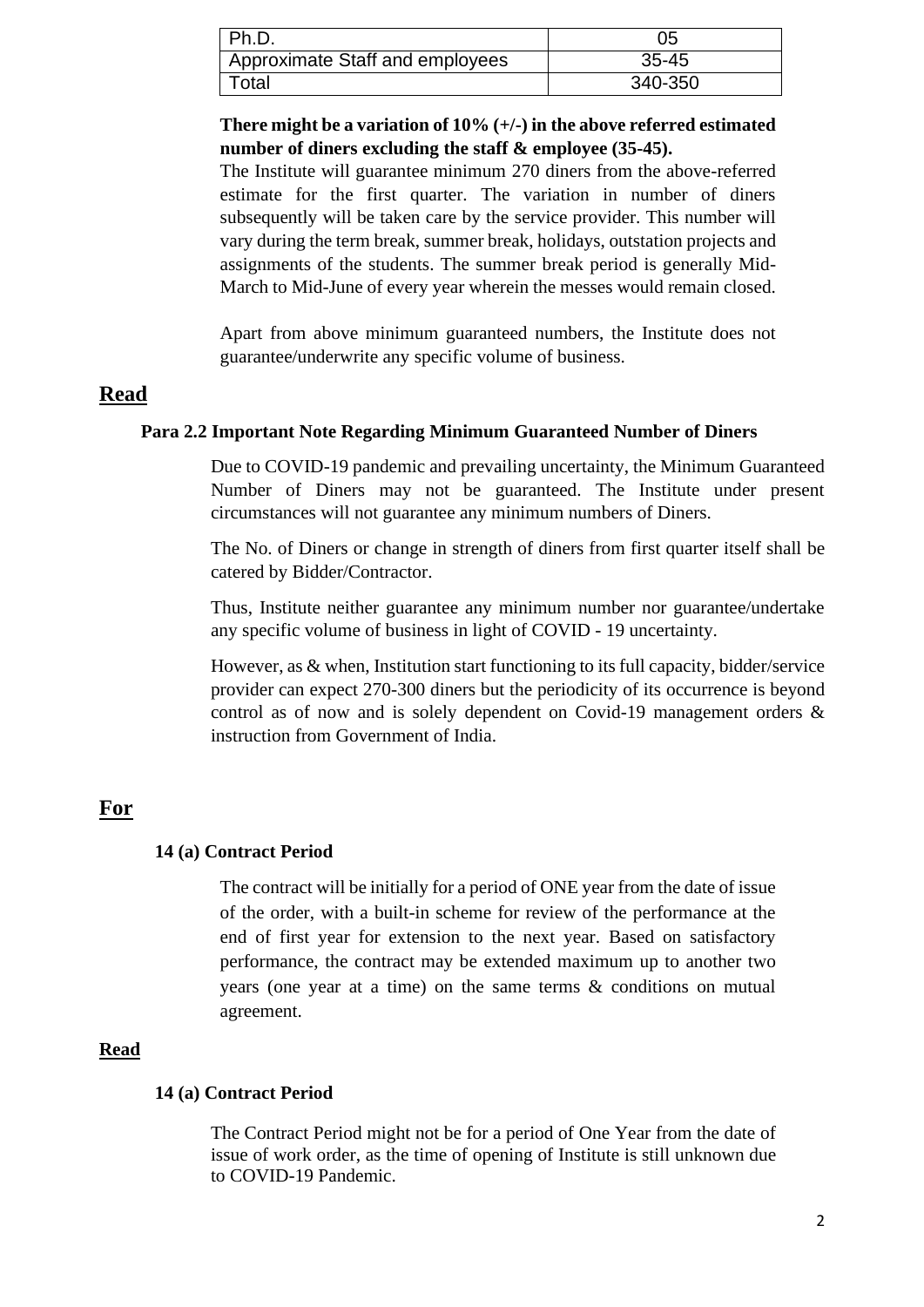| Ph.D. | 05 |
|---|---|
| Approximate Staff and employees | 35-45 |
| Total | 340-350 |

**There might be a variation of 10% (+/-) in the above referred estimated number of diners excluding the staff & employee (35-45).**

The Institute will guarantee minimum 270 diners from the above-referred estimate for the first quarter. The variation in number of diners subsequently will be taken care by the service provider. This number will vary during the term break, summer break, holidays, outstation projects and assignments of the students. The summer break period is generally Mid-March to Mid-June of every year wherein the messes would remain closed.

Apart from above minimum guaranteed numbers, the Institute does not guarantee/underwrite any specific volume of business.

## Read

**Para 2.2 Important Note Regarding Minimum Guaranteed Number of Diners**

Due to COVID-19 pandemic and prevailing uncertainty, the Minimum Guaranteed Number of Diners may not be guaranteed. The Institute under present circumstances will not guarantee any minimum numbers of Diners.

The No. of Diners or change in strength of diners from first quarter itself shall be catered by Bidder/Contractor.

Thus, Institute neither guarantee any minimum number nor guarantee/undertake any specific volume of business in light of COVID - 19 uncertainty.

However, as & when, Institution start functioning to its full capacity, bidder/service provider can expect 270-300 diners but the periodicity of its occurrence is beyond control as of now and is solely dependent on Covid-19 management orders & instruction from Government of India.

## For

**14 (a) Contract Period**

The contract will be initially for a period of ONE year from the date of issue of the order, with a built-in scheme for review of the performance at the end of first year for extension to the next year. Based on satisfactory performance, the contract may be extended maximum up to another two years (one year at a time) on the same terms & conditions on mutual agreement.

**Read**

**14 (a) Contract Period**

The Contract Period might not be for a period of One Year from the date of issue of work order, as the time of opening of Institute is still unknown due to COVID-19 Pandemic.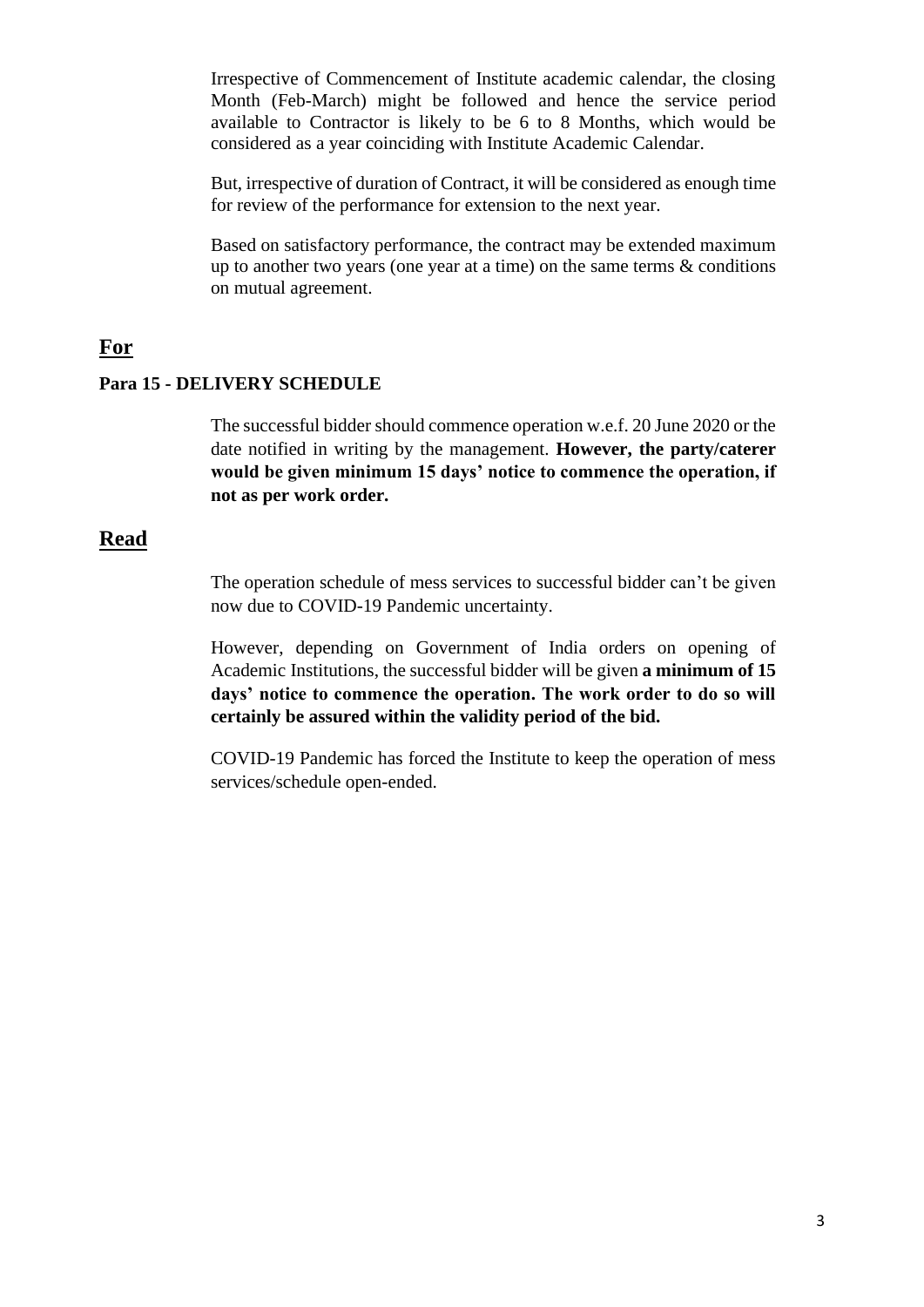Irrespective of Commencement of Institute academic calendar, the closing Month (Feb-March) might be followed and hence the service period available to Contractor is likely to be 6 to 8 Months, which would be considered as a year coinciding with Institute Academic Calendar.

But, irrespective of duration of Contract, it will be considered as enough time for review of the performance for extension to the next year.

Based on satisfactory performance, the contract may be extended maximum up to another two years (one year at a time) on the same terms & conditions on mutual agreement.

## <u>For</u>

**Para 15 - DELIVERY SCHEDULE**

The successful bidder should commence operation w.e.f. 20 June 2020 or the date notified in writing by the management. **However, the party/caterer would be given minimum 15 days' notice to commence the operation, if not as per work order.**

## <u>Read</u>

The operation schedule of mess services to successful bidder can't be given now due to COVID-19 Pandemic uncertainty.

However, depending on Government of India orders on opening of Academic Institutions, the successful bidder will be given **a minimum of 15 days' notice to commence the operation. The work order to do so will certainly be assured within the validity period of the bid.**

COVID-19 Pandemic has forced the Institute to keep the operation of mess services/schedule open-ended.